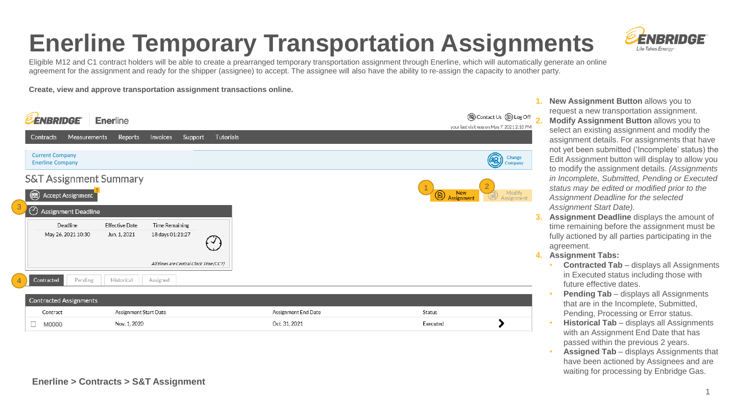# Enerline Temporary Transportation Assignments

Eligible M12 and C1 contract holders will be able to create a prearranged temporary transportation assignment through Enerline, which will automatically generate an online agreement for the assignment and ready for the shipper (assignee) to accept. The assignee will also have the ability to re-assign the capacity to another party.

**Create, view and approve transportation assignment transactions online.**

ENBRIDGE Enerline

Contact Us | Log Off

your last visit was on May 7, 2021 2:18 PM

Contracts | Measurements | Reports | Invoices | Support | Tutorials

Current Company
Enerline Company

Change Company

## S&T Assignment Summary

Accept Assignment

1 New Assignment | 2 Modify Assignment

3 Assignment Deadline

| Deadline | Effective Date | Time Remaining |
| --- | --- | --- |
| May 26, 2021 10:30 | Jun. 1, 2021 | 18 days 01:21:27 |

*All times are Central Clock Time (CCT)*

4 Contracted | Pending | Historical | Assigned

Contracted Assignments

| Contract | Assignment Start Date | Assignment End Date | Status |
| --- | --- | --- | --- |
| M0000 | Nov. 1, 2020 | Oct. 31, 2021 | Executed |

**Enerline > Contracts > S&T Assignment**

1. **New Assignment Button** allows you to request a new transportation assignment.
2. **Modify Assignment Button** allows you to select an existing assignment and modify the assignment details. For assignments that have not yet been submitted ('Incomplete' status) the Edit Assignment button will display to allow you to modify the assignment details. *(Assignments in Incomplete, Submitted, Pending or Executed status may be edited or modified prior to the Assignment Deadline for the selected Assignment Start Date).*
3. **Assignment Deadline** displays the amount of time remaining before the assignment must be fully actioned by all parties participating in the agreement.
4. **Assignment Tabs:**
   - **Contracted Tab** – displays all Assignments in Executed status including those with future effective dates.
   - **Pending Tab** – displays all Assignments that are in the Incomplete, Submitted, Pending, Processing or Error status.
   - **Historical Tab** – displays all Assignments with an Assignment End Date that has passed within the previous 2 years.
   - **Assigned Tab** – displays Assignments that have been actioned by Assignees and are waiting for processing by Enbridge Gas.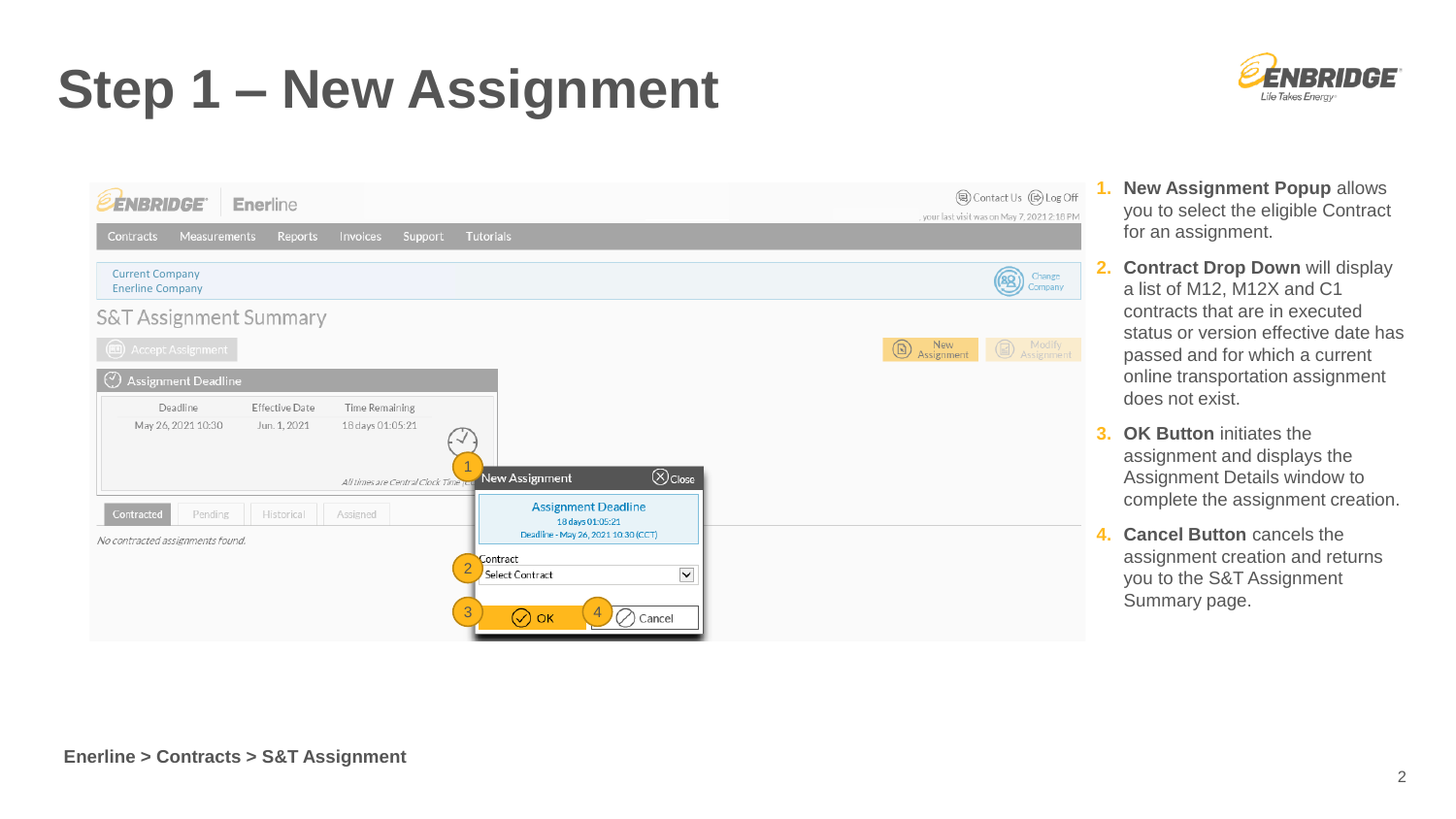# Step 1 – New Assignment

1. **New Assignment Popup** allows you to select the eligible Contract for an assignment.
2. **Contract Drop Down** will display a list of M12, M12X and C1 contracts that are in executed status or version effective date has passed and for which a current online transportation assignment does not exist.
3. **OK Button** initiates the assignment and displays the Assignment Details window to complete the assignment creation.
4. **Cancel Button** cancels the assignment creation and returns you to the S&T Assignment Summary page.

**Enerline > Contracts > S&T Assignment**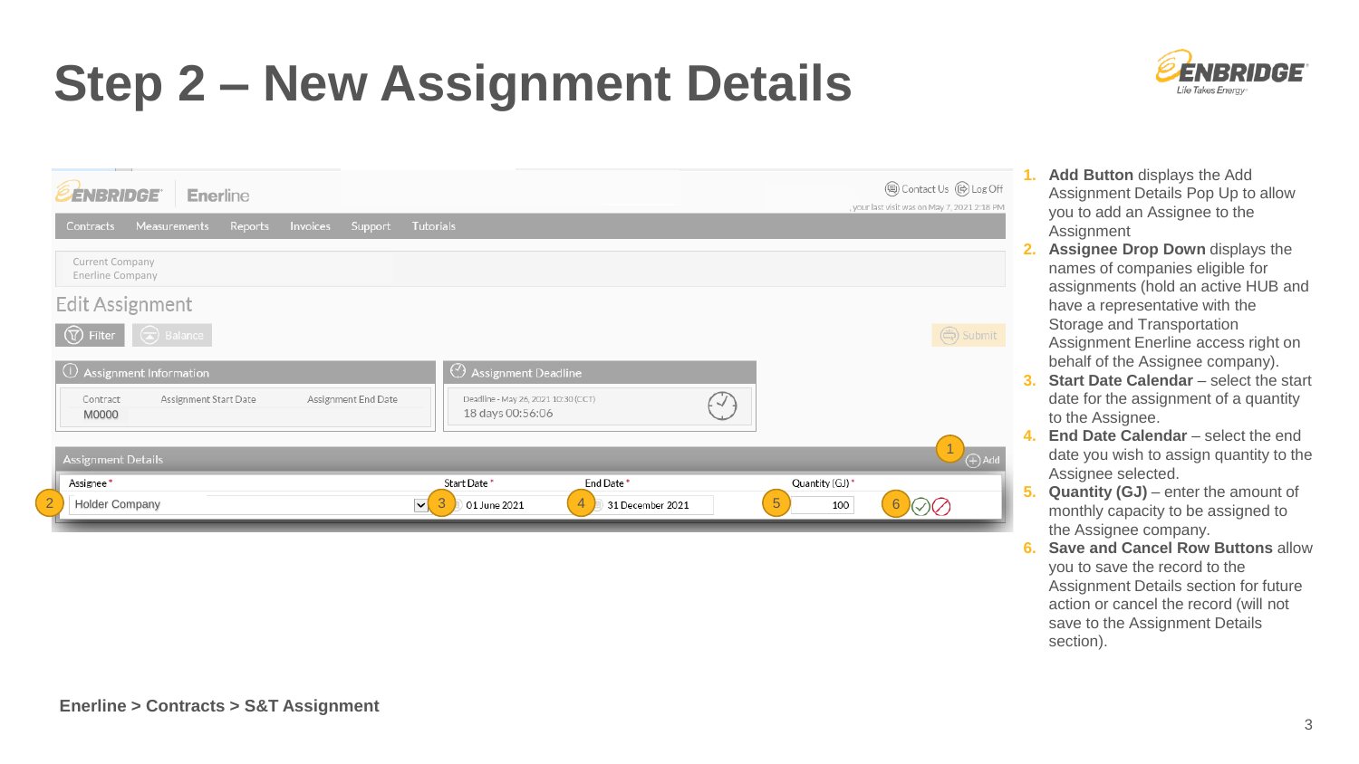# Step 2 – New Assignment Details

1. **Add Button** displays the Add Assignment Details Pop Up to allow you to add an Assignee to the Assignment
2. **Assignee Drop Down** displays the names of companies eligible for assignments (hold an active HUB and have a representative with the Storage and Transportation Assignment Enerline access right on behalf of the Assignee company).
3. **Start Date Calendar** – select the start date for the assignment of a quantity to the Assignee.
4. **End Date Calendar** – select the end date you wish to assign quantity to the Assignee selected.
5. **Quantity (GJ)** – enter the amount of monthly capacity to be assigned to the Assignee company.
6. **Save and Cancel Row Buttons** allow you to save the record to the Assignment Details section for future action or cancel the record (will not save to the Assignment Details section).

**Enerline > Contracts > S&T Assignment**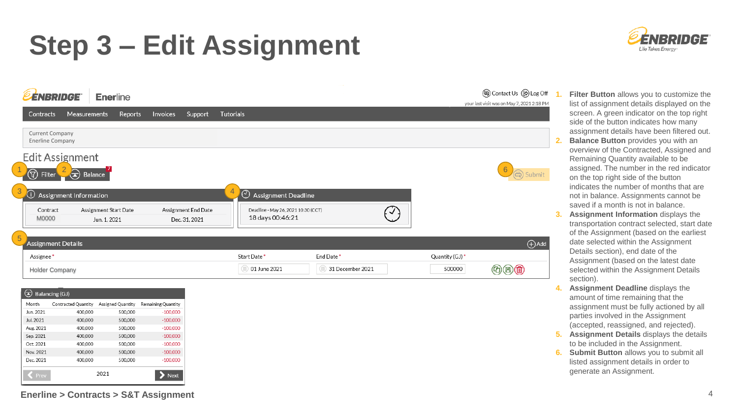# Step 3 – Edit Assignment

**Enerline > Contracts > S&T Assignment**

1. **Filter Button** allows you to customize the list of assignment details displayed on the screen. A green indicator on the top right side of the button indicates how many assignment details have been filtered out.
2. **Balance Button** provides you with an overview of the Contracted, Assigned and Remaining Quantity available to be assigned. The number in the red indicator on the top right side of the button indicates the number of months that are not in balance. Assignments cannot be saved if a month is not in balance.
3. **Assignment Information** displays the transportation contract selected, start date of the Assignment (based on the earliest date selected within the Assignment Details section), end date of the Assignment (based on the latest date selected within the Assignment Details section).
4. **Assignment Deadline** displays the amount of time remaining that the assignment must be fully actioned by all parties involved in the Assignment (accepted, reassigned, and rejected).
5. **Assignment Details** displays the details to be included in the Assignment.
6. **Submit Button** allows you to submit all listed assignment details in order to generate an Assignment.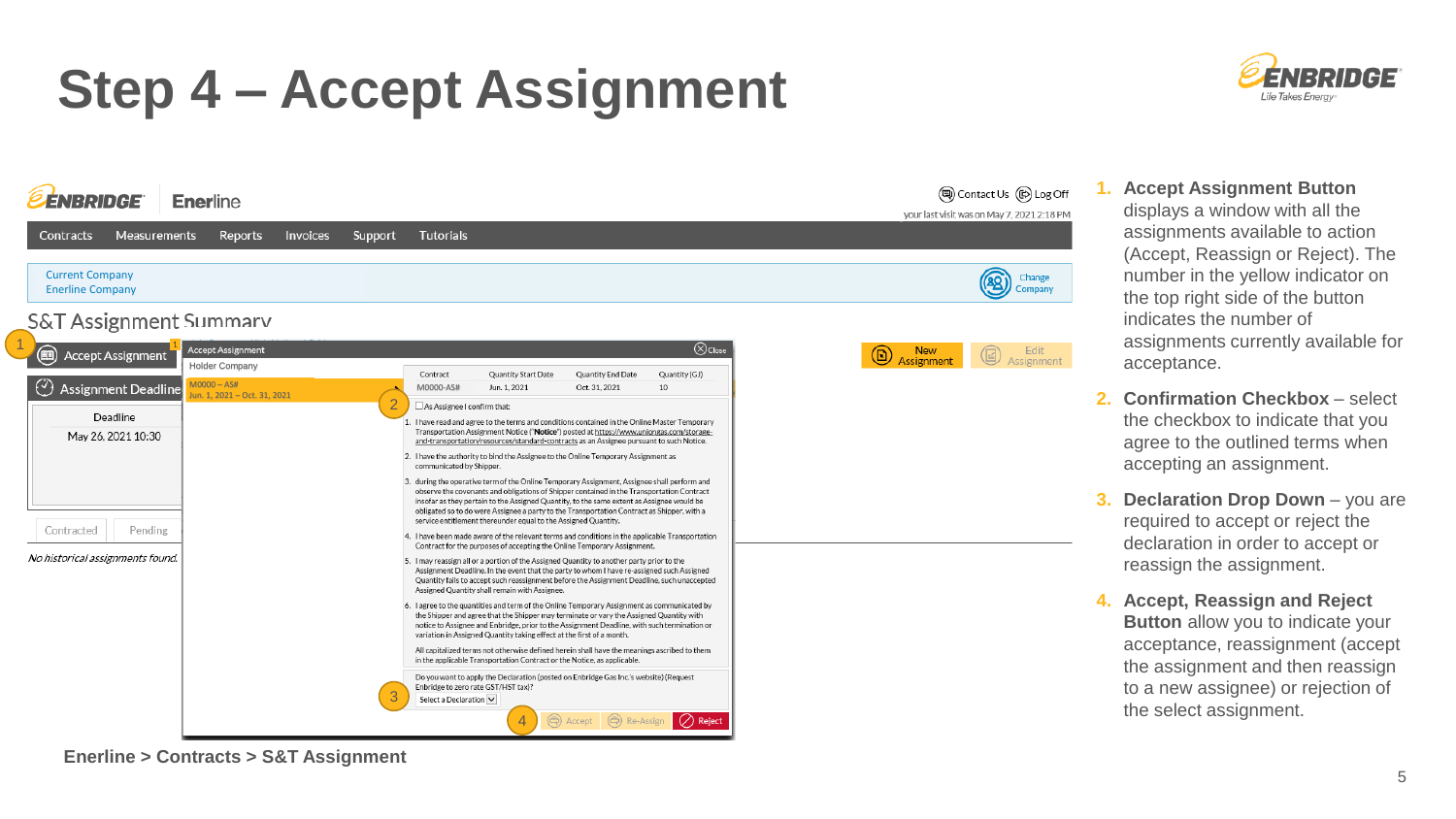# Step 4 – Accept Assignment

Enerline > Contracts > S&T Assignment

1. **Accept Assignment Button** displays a window with all the assignments available to action (Accept, Reassign or Reject). The number in the yellow indicator on the top right side of the button indicates the number of assignments currently available for acceptance.
2. **Confirmation Checkbox** – select the checkbox to indicate that you agree to the outlined terms when accepting an assignment.
3. **Declaration Drop Down** – you are required to accept or reject the declaration in order to accept or reassign the assignment.
4. **Accept, Reassign and Reject Button** allow you to indicate your acceptance, reassignment (accept the assignment and then reassign to a new assignee) or rejection of the select assignment.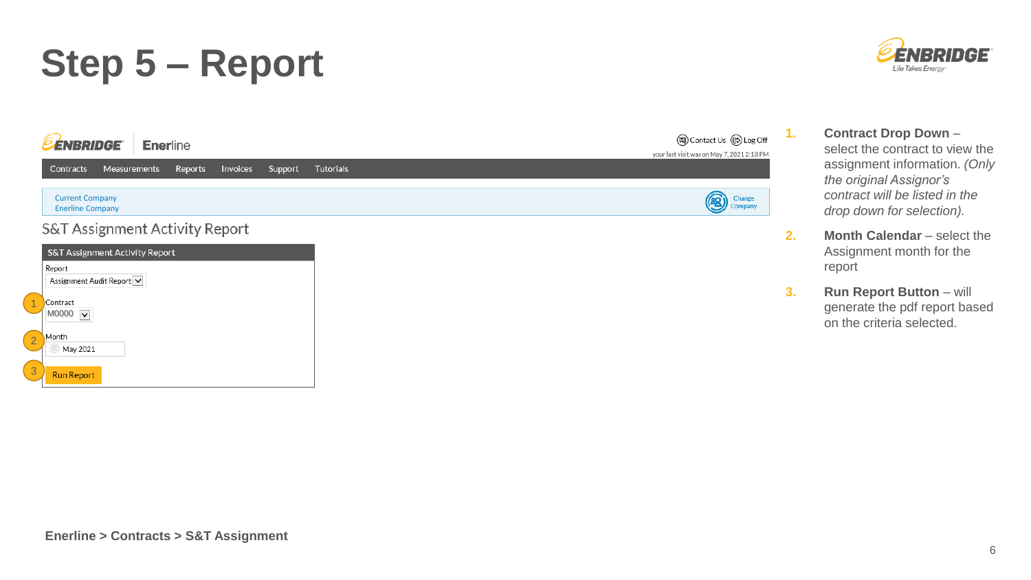# Step 5 – Report

ENBRIDGE | Enerline

Contact Us | Log Off

your last visit was on May 7, 2021 2:18 PM

Contracts | Measurements | Reports | Invoices | Support | Tutorials

Current Company
Enerline Company

Change Company

## S&T Assignment Activity Report

**S&T Assignment Activity Report**

Report
Assignment Audit Report

1. Contract
M0000

2. Month
May 2021

3. Run Report

1. **Contract Drop Down** – select the contract to view the assignment information. *(Only the original Assignor's contract will be listed in the drop down for selection).*
2. **Month Calendar** – select the Assignment month for the report
3. **Run Report Button** – will generate the pdf report based on the criteria selected.

**Enerline > Contracts > S&T Assignment**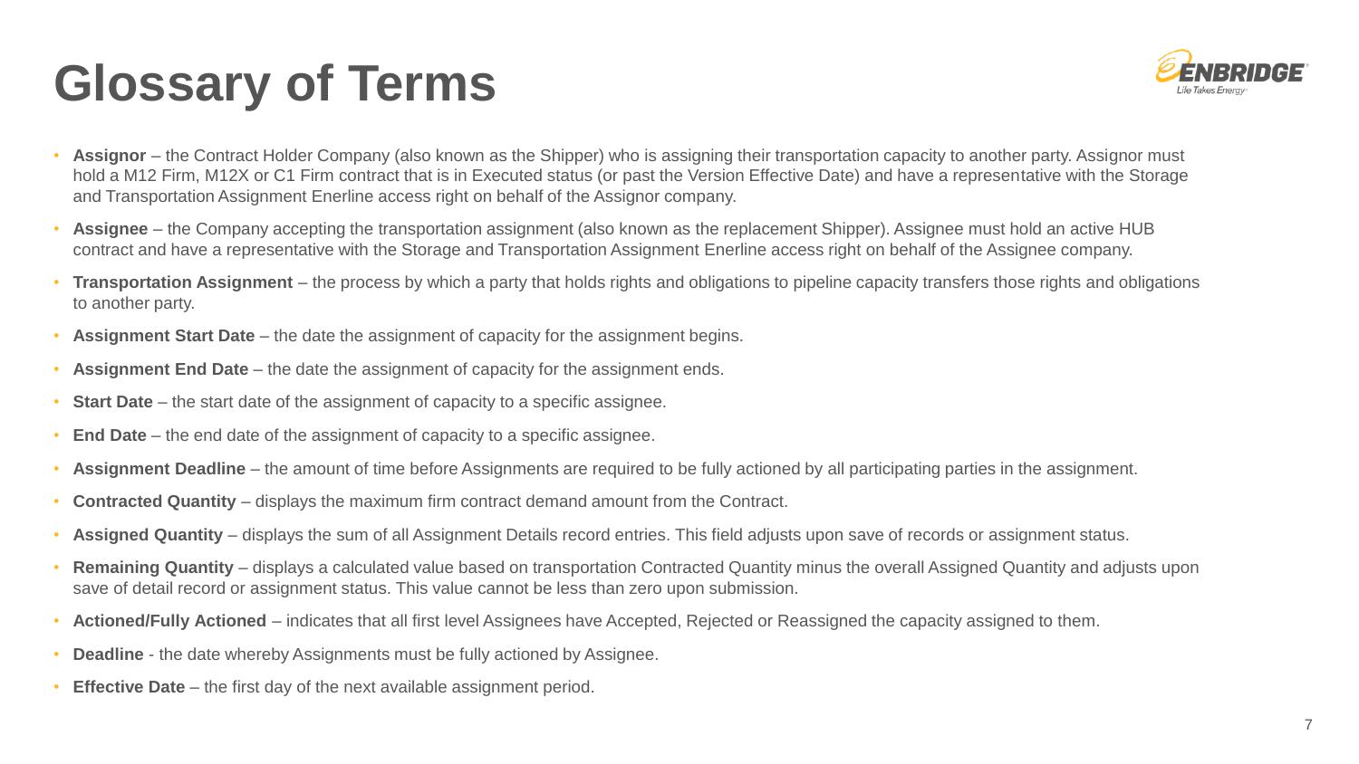# Glossary of Terms

- **Assignor** – the Contract Holder Company (also known as the Shipper) who is assigning their transportation capacity to another party. Assignor must hold a M12 Firm, M12X or C1 Firm contract that is in Executed status (or past the Version Effective Date) and have a representative with the Storage and Transportation Assignment Enerline access right on behalf of the Assignor company.
- **Assignee** – the Company accepting the transportation assignment (also known as the replacement Shipper). Assignee must hold an active HUB contract and have a representative with the Storage and Transportation Assignment Enerline access right on behalf of the Assignee company.
- **Transportation Assignment** – the process by which a party that holds rights and obligations to pipeline capacity transfers those rights and obligations to another party.
- **Assignment Start Date** – the date the assignment of capacity for the assignment begins.
- **Assignment End Date** – the date the assignment of capacity for the assignment ends.
- **Start Date** – the start date of the assignment of capacity to a specific assignee.
- **End Date** – the end date of the assignment of capacity to a specific assignee.
- **Assignment Deadline** – the amount of time before Assignments are required to be fully actioned by all participating parties in the assignment.
- **Contracted Quantity** – displays the maximum firm contract demand amount from the Contract.
- **Assigned Quantity** – displays the sum of all Assignment Details record entries. This field adjusts upon save of records or assignment status.
- **Remaining Quantity** – displays a calculated value based on transportation Contracted Quantity minus the overall Assigned Quantity and adjusts upon save of detail record or assignment status. This value cannot be less than zero upon submission.
- **Actioned/Fully Actioned** – indicates that all first level Assignees have Accepted, Rejected or Reassigned the capacity assigned to them.
- **Deadline** - the date whereby Assignments must be fully actioned by Assignee.
- **Effective Date** – the first day of the next available assignment period.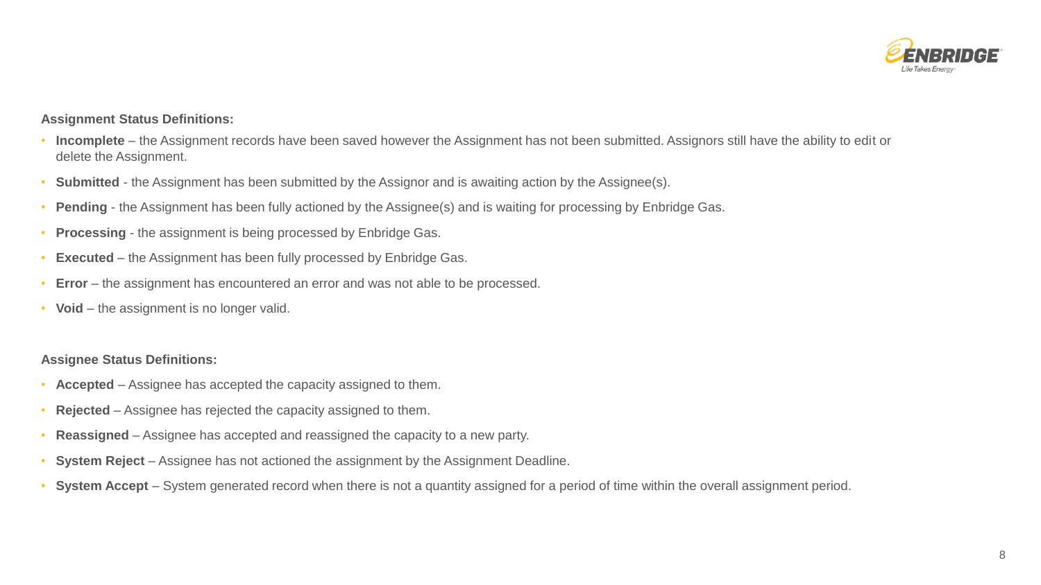**Assignment Status Definitions:**

- **Incomplete** – the Assignment records have been saved however the Assignment has not been submitted. Assignors still have the ability to edit or delete the Assignment.
- **Submitted** - the Assignment has been submitted by the Assignor and is awaiting action by the Assignee(s).
- **Pending** - the Assignment has been fully actioned by the Assignee(s) and is waiting for processing by Enbridge Gas.
- **Processing** - the assignment is being processed by Enbridge Gas.
- **Executed** – the Assignment has been fully processed by Enbridge Gas.
- **Error** – the assignment has encountered an error and was not able to be processed.
- **Void** – the assignment is no longer valid.

**Assignee Status Definitions:**

- **Accepted** – Assignee has accepted the capacity assigned to them.
- **Rejected** – Assignee has rejected the capacity assigned to them.
- **Reassigned** – Assignee has accepted and reassigned the capacity to a new party.
- **System Reject** – Assignee has not actioned the assignment by the Assignment Deadline.
- **System Accept** – System generated record when there is not a quantity assigned for a period of time within the overall assignment period.